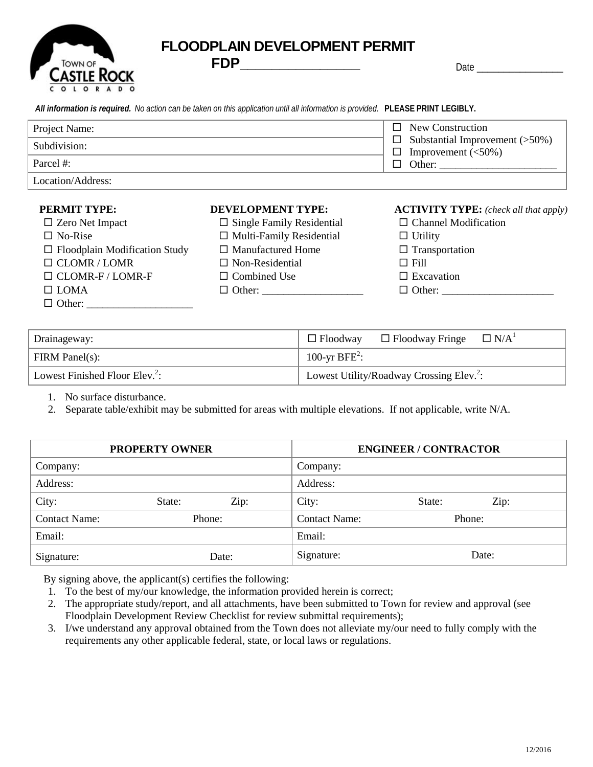# FLOODPLAIN DEVELOPMENT PERMIT

**FDP**\_\_\_\_\_\_\_\_\_\_\_\_\_\_\_\_\_\_\_\_\_\_

Date \_\_\_\_\_\_\_\_\_\_\_\_\_\_\_\_\_\_

***All information is required.*** *No action can be taken on this application until all information is provided.* **PLEASE PRINT LEGIBLY.**

| | |
|---|---|
| Project Name: | ☐ New Construction<br>☐ Substantial Improvement (>50%)<br>☐ Improvement (<50%)<br>☐ Other: \_\_\_\_\_\_\_\_\_\_\_\_\_\_\_\_\_\_\_\_\_\_ |
| Subdivision: | |
| Parcel #: | |
| Location/Address: | |

**PERMIT TYPE:**
- ☐ Zero Net Impact
- ☐ No-Rise
- ☐ Floodplain Modification Study
- ☐ CLOMR / LOMR
- ☐ CLOMR-F / LOMR-F
- ☐ LOMA
- ☐ Other: \_\_\_\_\_\_\_\_\_\_\_\_\_\_\_\_\_\_\_\_

**DEVELOPMENT TYPE:**
- ☐ Single Family Residential
- ☐ Multi-Family Residential
- ☐ Manufactured Home
- ☐ Non-Residential
- ☐ Combined Use
- ☐ Other: \_\_\_\_\_\_\_\_\_\_\_\_\_\_\_\_\_\_\_

**ACTIVITY TYPE:** *(check all that apply)*
- ☐ Channel Modification
- ☐ Utility
- ☐ Transportation
- ☐ Fill
- ☐ Excavation
- ☐ Other: \_\_\_\_\_\_\_\_\_\_\_\_\_\_\_\_\_\_\_\_\_

| | |
|---|---|
| Drainageway: | ☐ Floodway ☐ Floodway Fringe ☐ N/A[1] |
| FIRM Panel(s): | 100-yr BFE[2]: |
| Lowest Finished Floor Elev.[2]: | Lowest Utility/Roadway Crossing Elev.[2]: |

1. No surface disturbance.
2. Separate table/exhibit may be submitted for areas with multiple elevations. If not applicable, write N/A.

| PROPERTY OWNER | ENGINEER / CONTRACTOR |
|---|---|
| Company: | Company: |
| Address: | Address: |
| City: State: Zip: | City: State: Zip: |
| Contact Name: Phone: | Contact Name: Phone: |
| Email: | Email: |
| Signature: Date: | Signature: Date: |

By signing above, the applicant(s) certifies the following:

1. To the best of my/our knowledge, the information provided herein is correct;
2. The appropriate study/report, and all attachments, have been submitted to Town for review and approval (see Floodplain Development Review Checklist for review submittal requirements);
3. I/we understand any approval obtained from the Town does not alleviate my/our need to fully comply with the requirements any other applicable federal, state, or local laws or regulations.

12/2016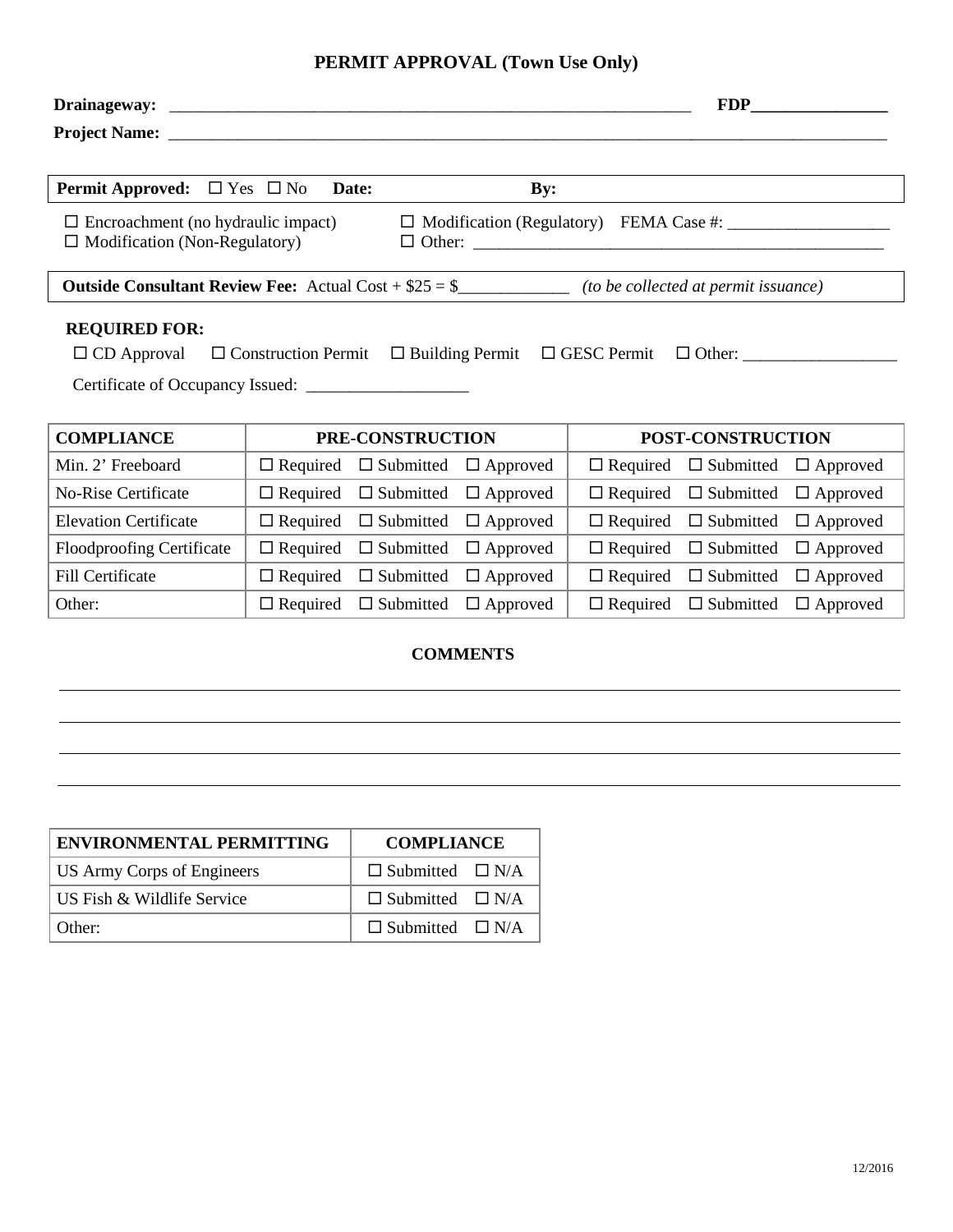# PERMIT APPROVAL (Town Use Only)

**Drainageway:** _______________________________________________ **FDP**________________

**Project Name:** ______________________________________________________________________

**Permit Approved:** ☐ Yes ☐ No **Date:** **By:**

☐ Encroachment (no hydraulic impact)
☐ Modification (Non-Regulatory)
☐ Modification (Regulatory) FEMA Case #: ___________________
☐ Other: _________________________________________________

**Outside Consultant Review Fee:** Actual Cost + $25 = $_____________ *(to be collected at permit issuance)*

**REQUIRED FOR:**

☐ CD Approval ☐ Construction Permit ☐ Building Permit ☐ GESC Permit ☐ Other: __________________

Certificate of Occupancy Issued: ___________________

| COMPLIANCE | PRE-CONSTRUCTION | POST-CONSTRUCTION |
|---|---|---|
| Min. 2' Freeboard | ☐ Required ☐ Submitted ☐ Approved | ☐ Required ☐ Submitted ☐ Approved |
| No-Rise Certificate | ☐ Required ☐ Submitted ☐ Approved | ☐ Required ☐ Submitted ☐ Approved |
| Elevation Certificate | ☐ Required ☐ Submitted ☐ Approved | ☐ Required ☐ Submitted ☐ Approved |
| Floodproofing Certificate | ☐ Required ☐ Submitted ☐ Approved | ☐ Required ☐ Submitted ☐ Approved |
| Fill Certificate | ☐ Required ☐ Submitted ☐ Approved | ☐ Required ☐ Submitted ☐ Approved |
| Other: | ☐ Required ☐ Submitted ☐ Approved | ☐ Required ☐ Submitted ☐ Approved |

**COMMENTS**

_____________________________________________________________________________

_____________________________________________________________________________

_____________________________________________________________________________

_____________________________________________________________________________

| ENVIRONMENTAL PERMITTING | COMPLIANCE |
|---|---|
| US Army Corps of Engineers | ☐ Submitted ☐ N/A |
| US Fish & Wildlife Service | ☐ Submitted ☐ N/A |
| Other: | ☐ Submitted ☐ N/A |

12/2016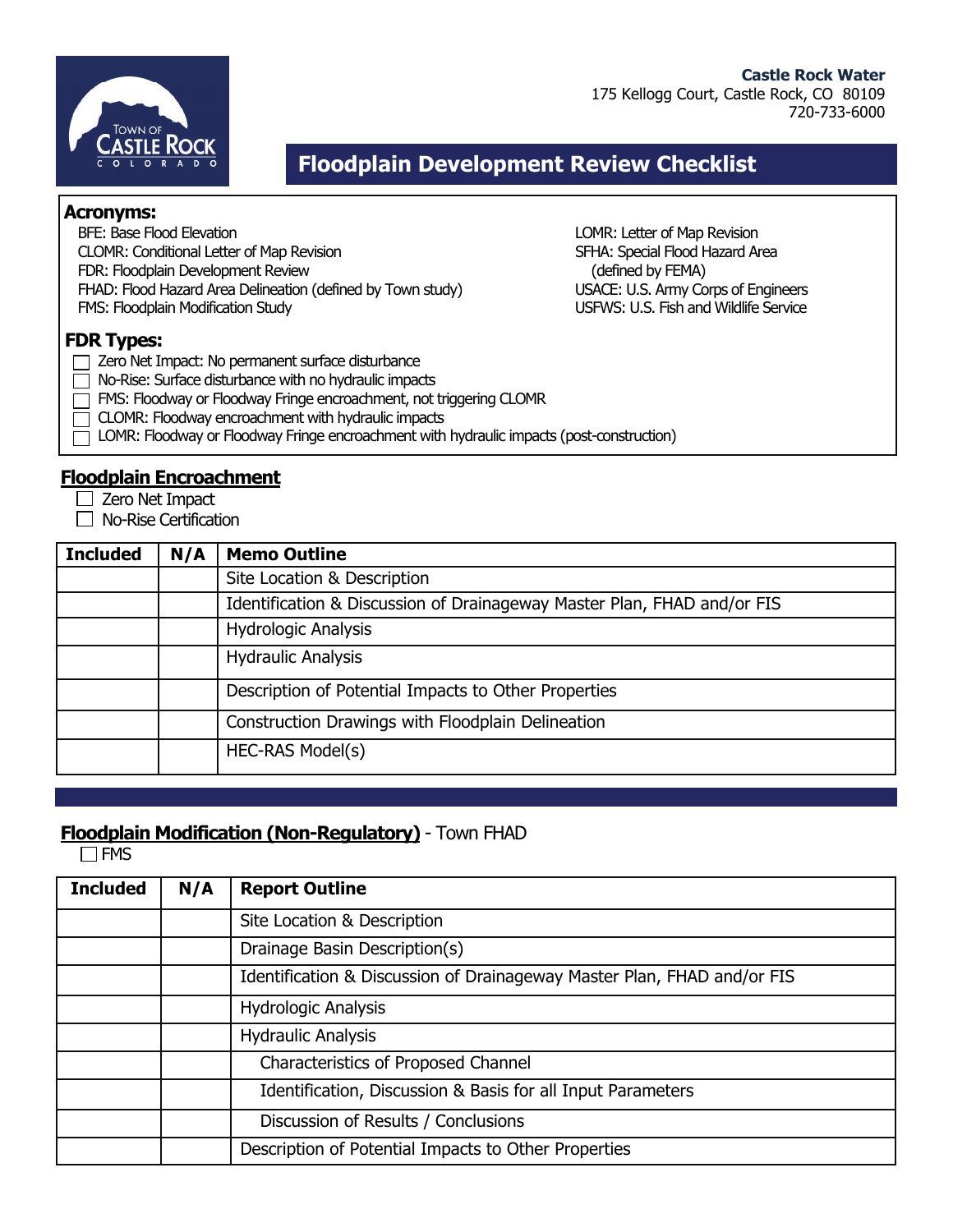Castle Rock Water
175 Kellogg Court, Castle Rock, CO 80109
720-733-6000

# Floodplain Development Review Checklist

**Acronyms:**

BFE: Base Flood Elevation
CLOMR: Conditional Letter of Map Revision
FDR: Floodplain Development Review
FHAD: Flood Hazard Area Delineation (defined by Town study)
FMS: Floodplain Modification Study
LOMR: Letter of Map Revision
SFHA: Special Flood Hazard Area (defined by FEMA)
USACE: U.S. Army Corps of Engineers
USFWS: U.S. Fish and Wildlife Service

**FDR Types:**

- ☐ Zero Net Impact: No permanent surface disturbance
- ☐ No-Rise: Surface disturbance with no hydraulic impacts
- ☐ FMS: Floodway or Floodway Fringe encroachment, not triggering CLOMR
- ☐ CLOMR: Floodway encroachment with hydraulic impacts
- ☐ LOMR: Floodway or Floodway Fringe encroachment with hydraulic impacts (post-construction)

## Floodplain Encroachment

- ☐ Zero Net Impact
- ☐ No-Rise Certification

| Included | N/A | Memo Outline |
|---|---|---|
| | | Site Location & Description |
| | | Identification & Discussion of Drainageway Master Plan, FHAD and/or FIS |
| | | Hydrologic Analysis |
| | | Hydraulic Analysis |
| | | Description of Potential Impacts to Other Properties |
| | | Construction Drawings with Floodplain Delineation |
| | | HEC-RAS Model(s) |

## Floodplain Modification (Non-Regulatory) - Town FHAD

- ☐ FMS

| Included | N/A | Report Outline |
|---|---|---|
| | | Site Location & Description |
| | | Drainage Basin Description(s) |
| | | Identification & Discussion of Drainageway Master Plan, FHAD and/or FIS |
| | | Hydrologic Analysis |
| | | Hydraulic Analysis |
| | | Characteristics of Proposed Channel |
| | | Identification, Discussion & Basis for all Input Parameters |
| | | Discussion of Results / Conclusions |
| | | Description of Potential Impacts to Other Properties |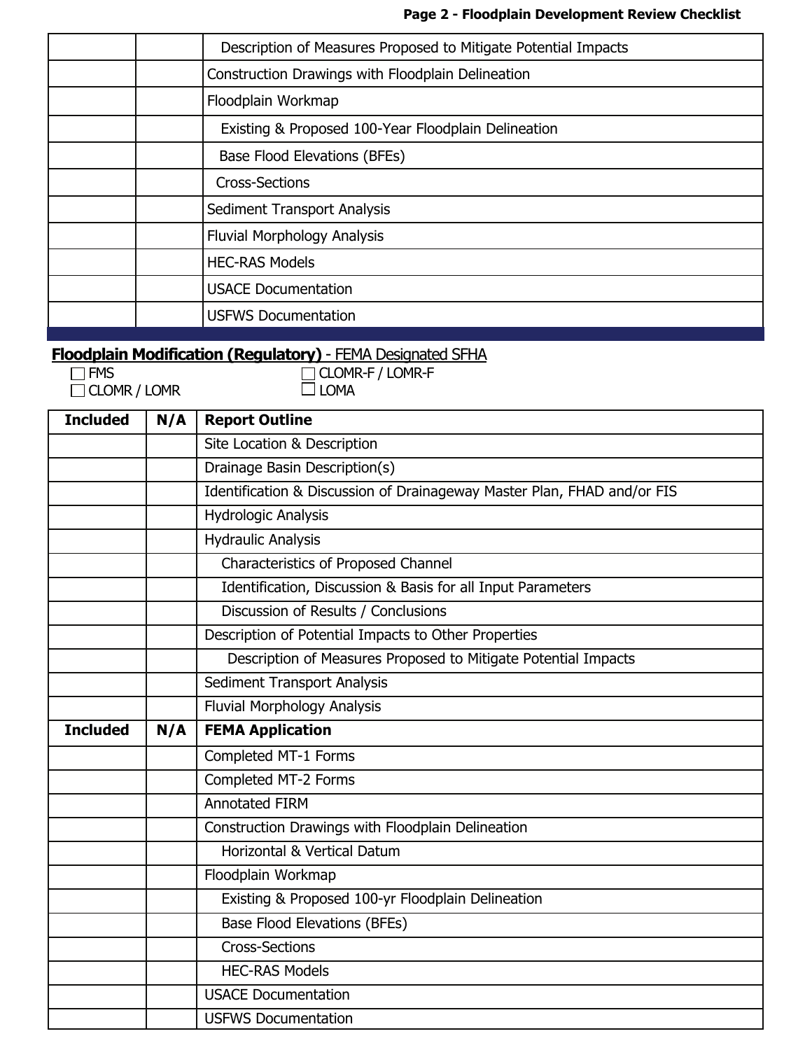| | | |
|---|---|---|
| | | Description of Measures Proposed to Mitigate Potential Impacts |
| | | Construction Drawings with Floodplain Delineation |
| | | Floodplain Workmap |
| | | Existing & Proposed 100-Year Floodplain Delineation |
| | | Base Flood Elevations (BFEs) |
| | | Cross-Sections |
| | | Sediment Transport Analysis |
| | | Fluvial Morphology Analysis |
| | | HEC-RAS Models |
| | | USACE Documentation |
| | | USFWS Documentation |

**Floodplain Modification (Regulatory)** - FEMA Designated SFHA

- ☐ FMS
- ☐ CLOMR / LOMR
- ☐ CLOMR-F / LOMR-F
- ☐ LOMA

| Included | N/A | Report Outline |
|---|---|---|
| | | Site Location & Description |
| | | Drainage Basin Description(s) |
| | | Identification & Discussion of Drainageway Master Plan, FHAD and/or FIS |
| | | Hydrologic Analysis |
| | | Hydraulic Analysis |
| | | Characteristics of Proposed Channel |
| | | Identification, Discussion & Basis for all Input Parameters |
| | | Discussion of Results / Conclusions |
| | | Description of Potential Impacts to Other Properties |
| | | Description of Measures Proposed to Mitigate Potential Impacts |
| | | Sediment Transport Analysis |
| | | Fluvial Morphology Analysis |
| **Included** | **N/A** | **FEMA Application** |
| | | Completed MT-1 Forms |
| | | Completed MT-2 Forms |
| | | Annotated FIRM |
| | | Construction Drawings with Floodplain Delineation |
| | | Horizontal & Vertical Datum |
| | | Floodplain Workmap |
| | | Existing & Proposed 100-yr Floodplain Delineation |
| | | Base Flood Elevations (BFEs) |
| | | Cross-Sections |
| | | HEC-RAS Models |
| | | USACE Documentation |
| | | USFWS Documentation |